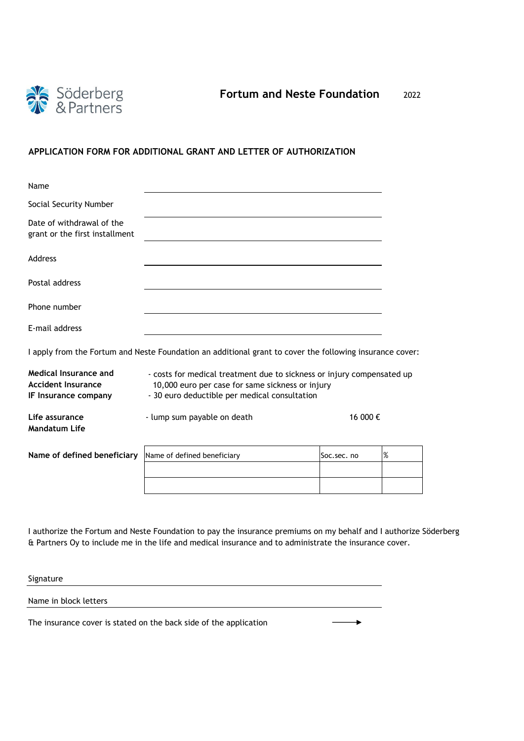Söderberg & Partners

**Fortum and Neste Foundation** 2022

## APPLICATION FORM FOR ADDITIONAL GRANT AND LETTER OF AUTHORIZATION

Name \_\_\_\_\_\_\_\_\_\_\_\_\_\_\_\_\_\_\_\_\_\_\_\_\_\_\_\_\_\_\_\_\_\_\_\_\_\_\_\_\_\_\_\_

Social Security Number \_\_\_\_\_\_\_\_\_\_\_\_\_\_\_\_\_\_\_\_\_\_\_\_\_\_\_\_\_\_\_\_\_\_\_\_\_\_\_\_\_\_\_\_

Date of withdrawal of the grant or the first installment \_\_\_\_\_\_\_\_\_\_\_\_\_\_\_\_\_\_\_\_\_\_\_\_\_\_\_\_\_\_\_\_\_\_\_\_\_\_\_\_\_\_\_\_

Address \_\_\_\_\_\_\_\_\_\_\_\_\_\_\_\_\_\_\_\_\_\_\_\_\_\_\_\_\_\_\_\_\_\_\_\_\_\_\_\_\_\_\_\_

Postal address \_\_\_\_\_\_\_\_\_\_\_\_\_\_\_\_\_\_\_\_\_\_\_\_\_\_\_\_\_\_\_\_\_\_\_\_\_\_\_\_\_\_\_\_

Phone number \_\_\_\_\_\_\_\_\_\_\_\_\_\_\_\_\_\_\_\_\_\_\_\_\_\_\_\_\_\_\_\_\_\_\_\_\_\_\_\_\_\_\_\_

E-mail address \_\_\_\_\_\_\_\_\_\_\_\_\_\_\_\_\_\_\_\_\_\_\_\_\_\_\_\_\_\_\_\_\_\_\_\_\_\_\_\_\_\_\_\_

I apply from the Fortum and Neste Foundation an additional grant to cover the following insurance cover:

**Medical Insurance and Accident Insurance IF Insurance company**
- costs for medical treatment due to sickness or injury compensated up 10,000 euro per case for same sickness or injury
- 30 euro deductible per medical consultation

**Life assurance Mandatum Life**
- lump sum payable on death 16 000 €

**Name of defined beneficiary**

| Name of defined beneficiary | Soc.sec. no | % |
|---|---|---|
| | | |
| | | |

I authorize the Fortum and Neste Foundation to pay the insurance premiums on my behalf and I authorize Söderberg & Partners Oy to include me in the life and medical insurance and to administrate the insurance cover.

Signature \_\_\_\_\_\_\_\_\_\_\_\_\_\_\_\_\_\_\_\_\_\_\_\_\_\_\_\_\_\_\_\_\_\_\_\_\_\_\_\_\_\_\_\_

Name in block letters \_\_\_\_\_\_\_\_\_\_\_\_\_\_\_\_\_\_\_\_\_\_\_\_\_\_\_\_\_\_\_\_\_\_\_\_\_\_\_\_\_\_\_\_

The insurance cover is stated on the back side of the application →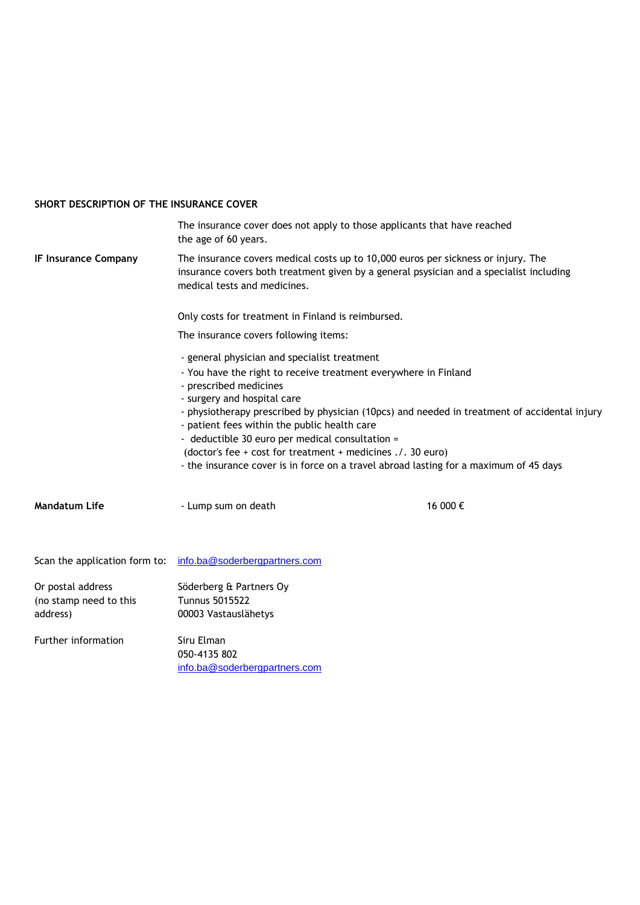**SHORT DESCRIPTION OF THE INSURANCE COVER**

The insurance cover does not apply to those applicants that have reached the age of 60 years.

**IF Insurance Company**

The insurance covers medical costs up to 10,000 euros per sickness or injury. The insurance covers both treatment given by a general psysician and a specialist including medical tests and medicines.

Only costs for treatment in Finland is reimbursed.

The insurance covers following items:

- general physician and specialist treatment
- You have the right to receive treatment everywhere in Finland
- prescribed medicines
- surgery and hospital care
- physiotherapy prescribed by physician (10pcs) and needed in treatment of accidental injury
- patient fees within the public health care
- deductible 30 euro per medical consultation = (doctor's fee + cost for treatment + medicines ./. 30 euro)
- the insurance cover is in force on a travel abroad lasting for a maximum of 45 days

**Mandatum Life**

- Lump sum on death 16 000 €

Scan the application form to: info.ba@soderbergpartners.com

Or postal address (no stamp need to this address)

Söderberg & Partners Oy
Tunnus 5015522
00003 Vastauslähetys

Further information

Siru Elman
050-4135 802
info.ba@soderbergpartners.com